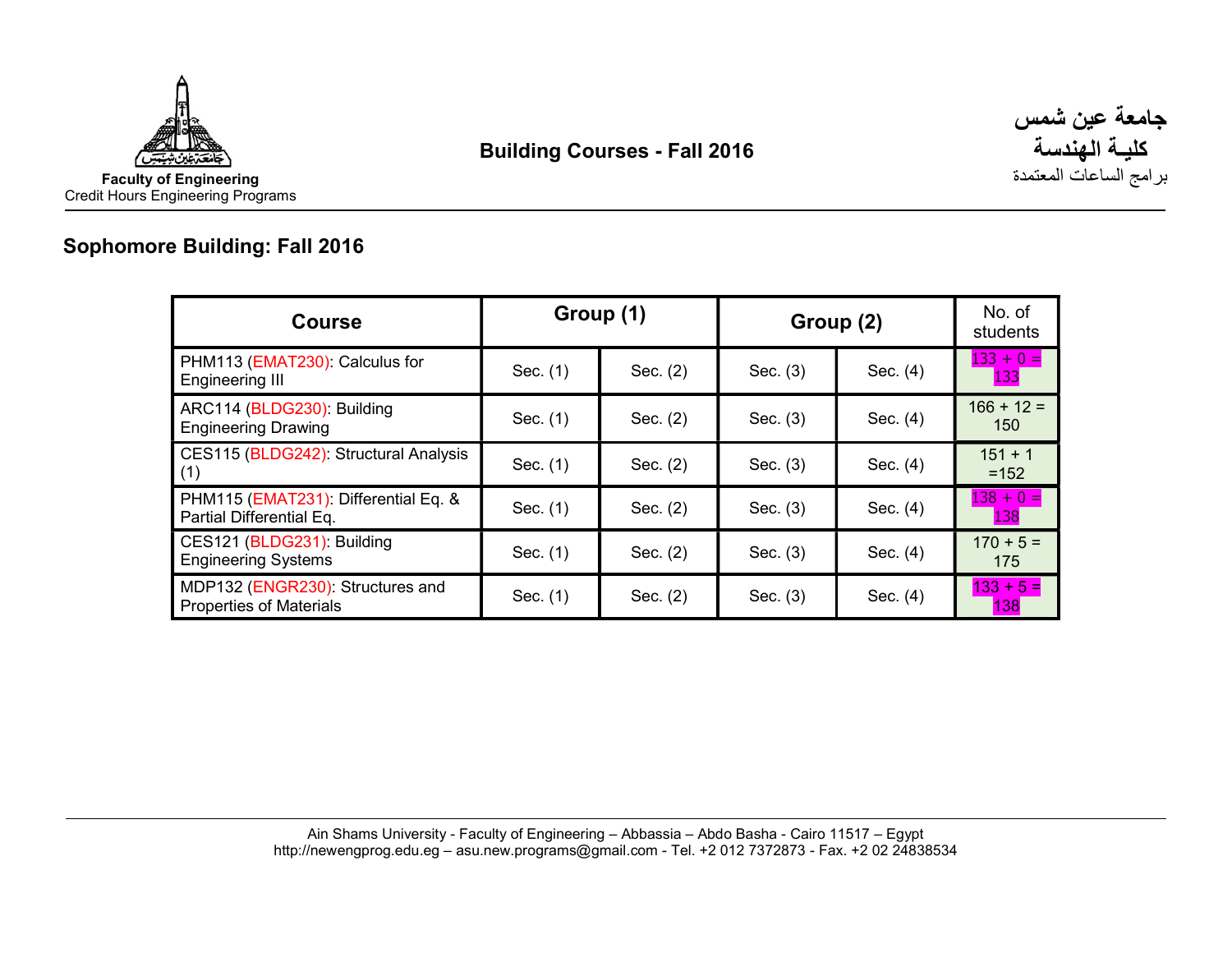**Faculty of Engineering**
Credit Hours Engineering Programs

# Building Courses - Fall 2016

**جامعة عين شمس**
**كليـة الهندسة**
برامج الساعات المعتمدة

## Sophomore Building: Fall 2016

| Course | Group (1) | | Group (2) | | No. of students |
|---|---|---|---|---|---|
| PHM113 (EMAT230): Calculus for Engineering III | Sec. (1) | Sec. (2) | Sec. (3) | Sec. (4) | 133 + 0 = 133 |
| ARC114 (BLDG230): Building Engineering Drawing | Sec. (1) | Sec. (2) | Sec. (3) | Sec. (4) | 166 + 12 = 150 |
| CES115 (BLDG242): Structural Analysis (1) | Sec. (1) | Sec. (2) | Sec. (3) | Sec. (4) | 151 + 1 =152 |
| PHM115 (EMAT231): Differential Eq. & Partial Differential Eq. | Sec. (1) | Sec. (2) | Sec. (3) | Sec. (4) | 138 + 0 = 138 |
| CES121 (BLDG231): Building Engineering Systems | Sec. (1) | Sec. (2) | Sec. (3) | Sec. (4) | 170 + 5 = 175 |
| MDP132 (ENGR230): Structures and Properties of Materials | Sec. (1) | Sec. (2) | Sec. (3) | Sec. (4) | 133 + 5 = 138 |

Ain Shams University - Faculty of Engineering – Abbassia – Abdo Basha - Cairo 11517 – Egypt
http://newengprog.edu.eg – asu.new.programs@gmail.com - Tel. +2 012 7372873 - Fax. +2 02 24838534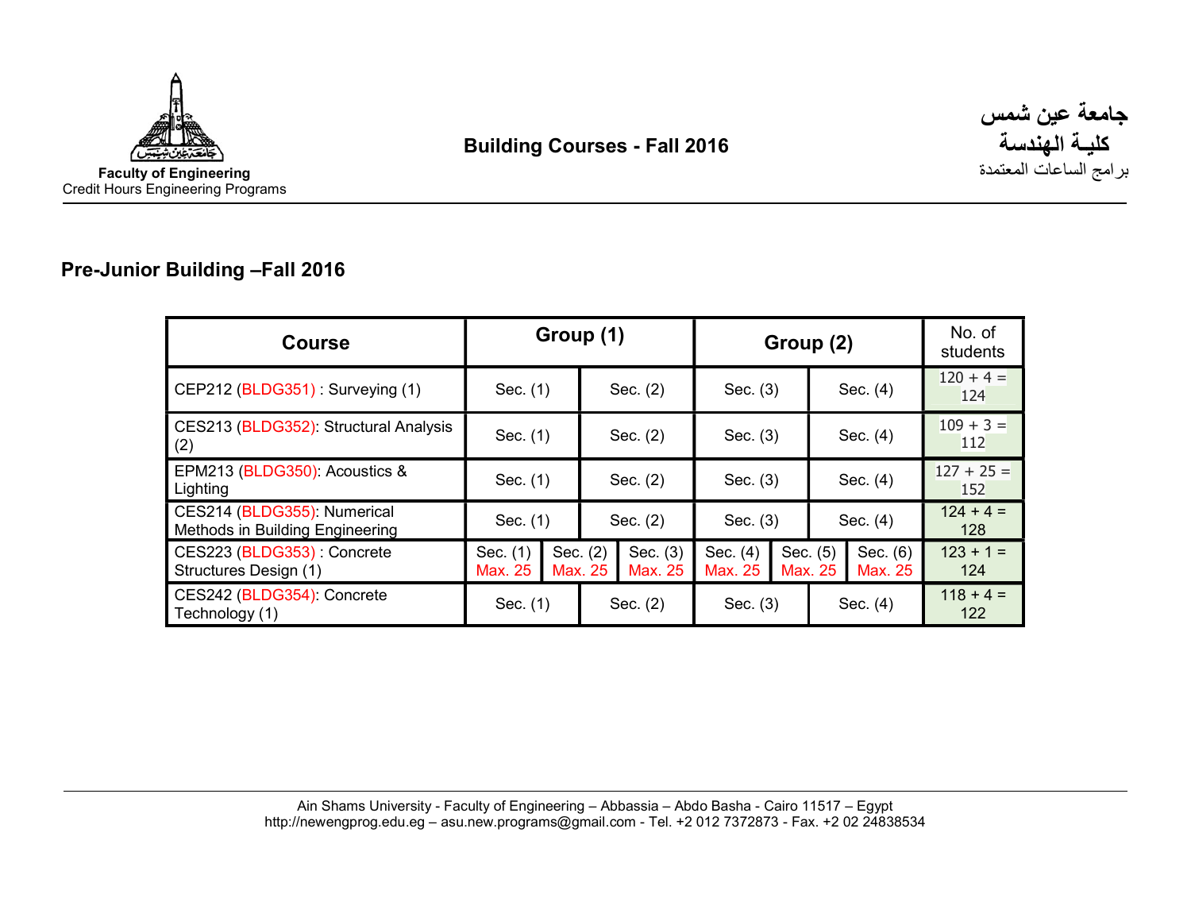## Pre-Junior Building –Fall 2016

| Course | Group (1) | | | Group (2) | | | No. of students |
|---|---|---|---|---|---|---|---|
| CEP212 (BLDG351) : Surveying (1) | Sec. (1) | | Sec. (2) | Sec. (3) | | Sec. (4) | 120 + 4 = 124 |
| CES213 (BLDG352): Structural Analysis (2) | Sec. (1) | | Sec. (2) | Sec. (3) | | Sec. (4) | 109 + 3 = 112 |
| EPM213 (BLDG350): Acoustics & Lighting | Sec. (1) | | Sec. (2) | Sec. (3) | | Sec. (4) | 127 + 25 = 152 |
| CES214 (BLDG355): Numerical Methods in Building Engineering | Sec. (1) | | Sec. (2) | Sec. (3) | | Sec. (4) | 124 + 4 = 128 |
| CES223 (BLDG353) : Concrete Structures Design (1) | Sec. (1) Max. 25 | Sec. (2) Max. 25 | Sec. (3) Max. 25 | Sec. (4) Max. 25 | Sec. (5) Max. 25 | Sec. (6) Max. 25 | 123 + 1 = 124 |
| CES242 (BLDG354): Concrete Technology (1) | Sec. (1) | | Sec. (2) | Sec. (3) | | Sec. (4) | 118 + 4 = 122 |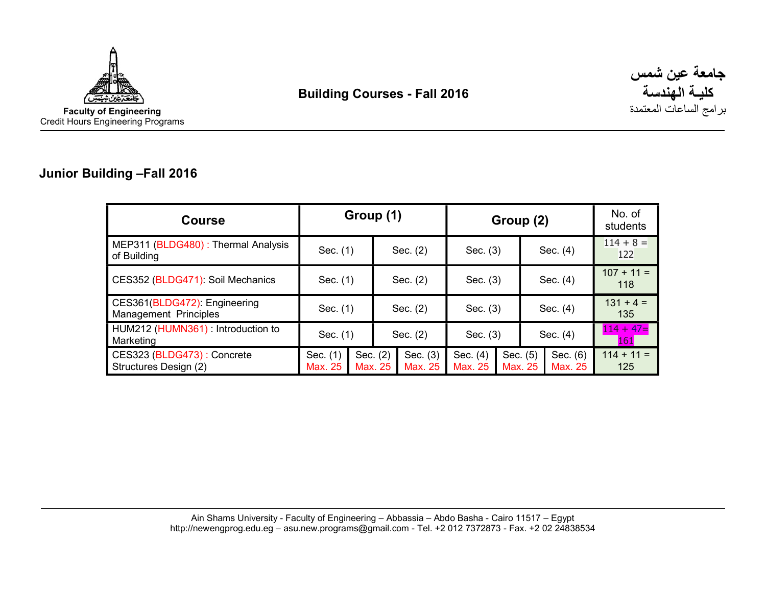Faculty of Engineering
Credit Hours Engineering Programs

# Building Courses - Fall 2016

جامعة عين شمس
كليـة الهندسة
برامج الساعات المعتمدة

## Junior Building –Fall 2016

| Course | Group (1) | | | Group (2) | | | No. of students |
|---|---|---|---|---|---|---|---|
| MEP311 (BLDG480) : Thermal Analysis of Building | Sec. (1) | | Sec. (2) | Sec. (3) | | Sec. (4) | 114 + 8 = 122 |
| CES352 (BLDG471): Soil Mechanics | Sec. (1) | | Sec. (2) | Sec. (3) | | Sec. (4) | 107 + 11 = 118 |
| CES361(BLDG472): Engineering Management Principles | Sec. (1) | | Sec. (2) | Sec. (3) | | Sec. (4) | 131 + 4 = 135 |
| HUM212 (HUMN361) : Introduction to Marketing | Sec. (1) | | Sec. (2) | Sec. (3) | | Sec. (4) | 114 + 47= 161 |
| CES323 (BLDG473) : Concrete Structures Design (2) | Sec. (1) Max. 25 | Sec. (2) Max. 25 | Sec. (3) Max. 25 | Sec. (4) Max. 25 | Sec. (5) Max. 25 | Sec. (6) Max. 25 | 114 + 11 = 125 |

Ain Shams University - Faculty of Engineering – Abbassia – Abdo Basha - Cairo 11517 – Egypt
http://newengprog.edu.eg – asu.new.programs@gmail.com - Tel. +2 012 7372873 - Fax. +2 02 24838534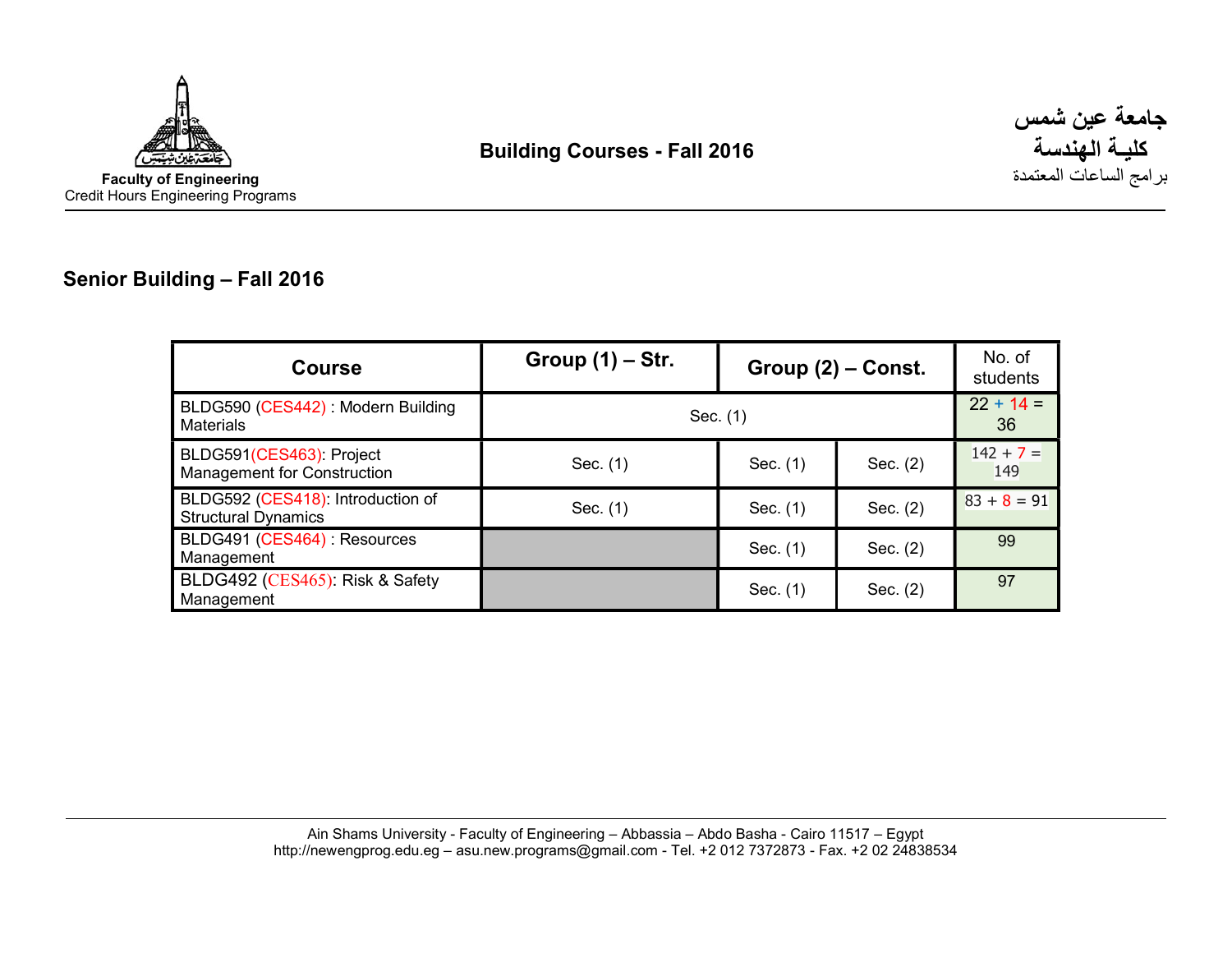Faculty of Engineering
Credit Hours Engineering Programs

## Building Courses - Fall 2016

جامعة عين شمس
كليـة الهندسة
برامج الساعات المعتمدة

### Senior Building – Fall 2016

| Course | Group (1) – Str. | Group (2) – Const. | | No. of students |
|---|---|---|---|---|
| BLDG590 (CES442) : Modern Building Materials | Sec. (1) | | | 22 + 14 = 36 |
| BLDG591(CES463): Project Management for Construction | Sec. (1) | Sec. (1) | Sec. (2) | 142 + 7 = 149 |
| BLDG592 (CES418): Introduction of Structural Dynamics | Sec. (1) | Sec. (1) | Sec. (2) | 83 + 8 = 91 |
| BLDG491 (CES464) : Resources Management | | Sec. (1) | Sec. (2) | 99 |
| BLDG492 (CES465): Risk & Safety Management | | Sec. (1) | Sec. (2) | 97 |

Ain Shams University - Faculty of Engineering – Abbassia – Abdo Basha - Cairo 11517 – Egypt
http://newengprog.edu.eg – asu.new.programs@gmail.com - Tel. +2 012 7372873 - Fax. +2 02 24838534